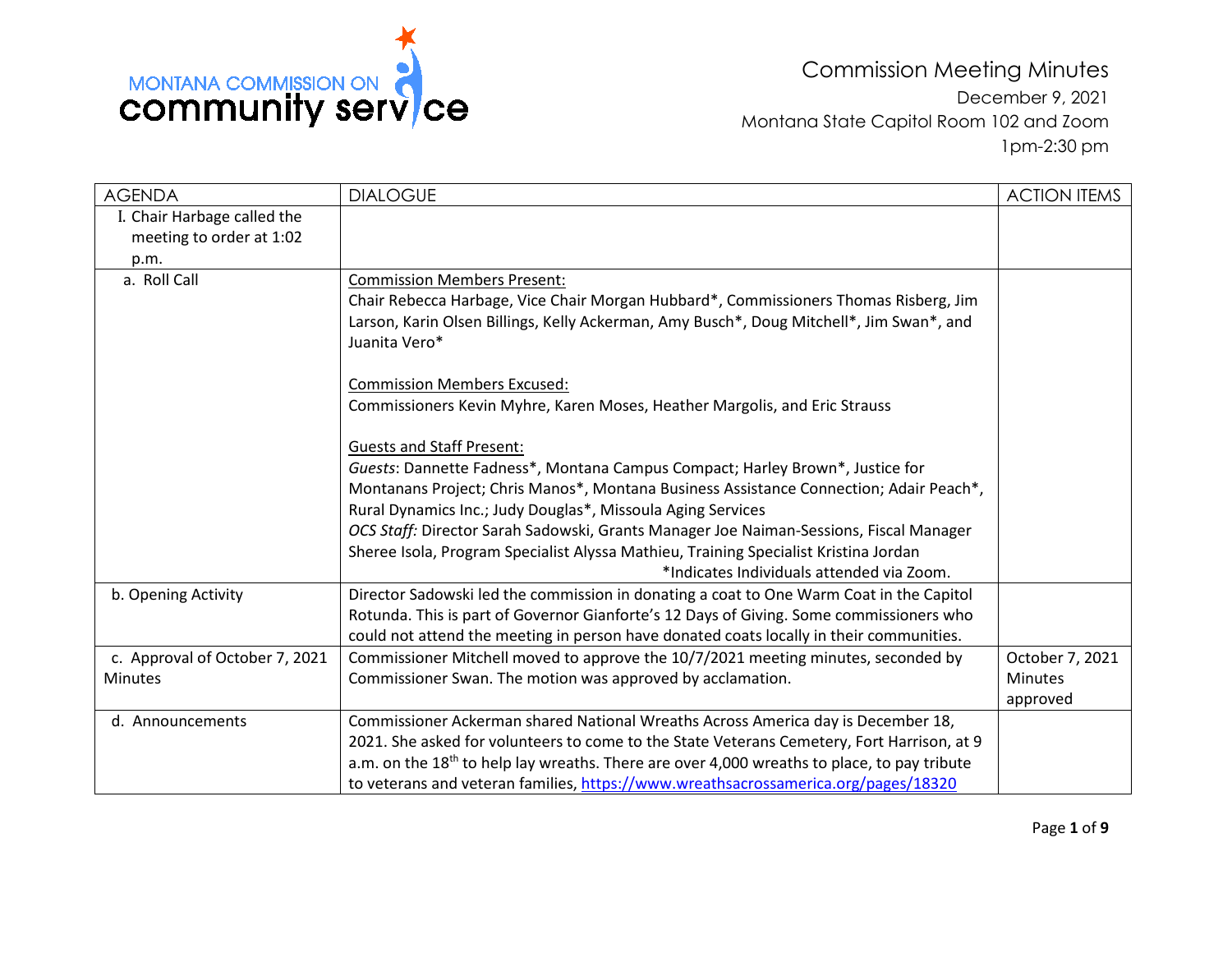MONTANA COMMISSION ON community service

# Commission Meeting Minutes

December 9, 2021

Montana State Capitol Room 102 and Zoom

1pm-2:30 pm

| AGENDA | DIALOGUE | ACTION ITEMS |
|---|---|---|
| I. Chair Harbage called the meeting to order at 1:02 p.m. | | |
| a. Roll Call | Commission Members Present:<br>Chair Rebecca Harbage, Vice Chair Morgan Hubbard*, Commissioners Thomas Risberg, Jim Larson, Karin Olsen Billings, Kelly Ackerman, Amy Busch*, Doug Mitchell*, Jim Swan*, and Juanita Vero*<br><br>Commission Members Excused:<br>Commissioners Kevin Myhre, Karen Moses, Heather Margolis, and Eric Strauss<br><br>Guests and Staff Present:<br>*Guests*: Dannette Fadness*, Montana Campus Compact; Harley Brown*, Justice for Montanans Project; Chris Manos*, Montana Business Assistance Connection; Adair Peach*, Rural Dynamics Inc.; Judy Douglas*, Missoula Aging Services<br>*OCS Staff:* Director Sarah Sadowski, Grants Manager Joe Naiman-Sessions, Fiscal Manager Sheree Isola, Program Specialist Alyssa Mathieu, Training Specialist Kristina Jordan<br>*Indicates Individuals attended via Zoom. | |
| b. Opening Activity | Director Sadowski led the commission in donating a coat to One Warm Coat in the Capitol Rotunda. This is part of Governor Gianforte's 12 Days of Giving. Some commissioners who could not attend the meeting in person have donated coats locally in their communities. | |
| c. Approval of October 7, 2021 Minutes | Commissioner Mitchell moved to approve the 10/7/2021 meeting minutes, seconded by Commissioner Swan. The motion was approved by acclamation. | October 7, 2021 Minutes approved |
| d. Announcements | Commissioner Ackerman shared National Wreaths Across America day is December 18, 2021. She asked for volunteers to come to the State Veterans Cemetery, Fort Harrison, at 9 a.m. on the 18th to help lay wreaths. There are over 4,000 wreaths to place, to pay tribute to veterans and veteran families, https://www.wreathsacrossamerica.org/pages/18320 | |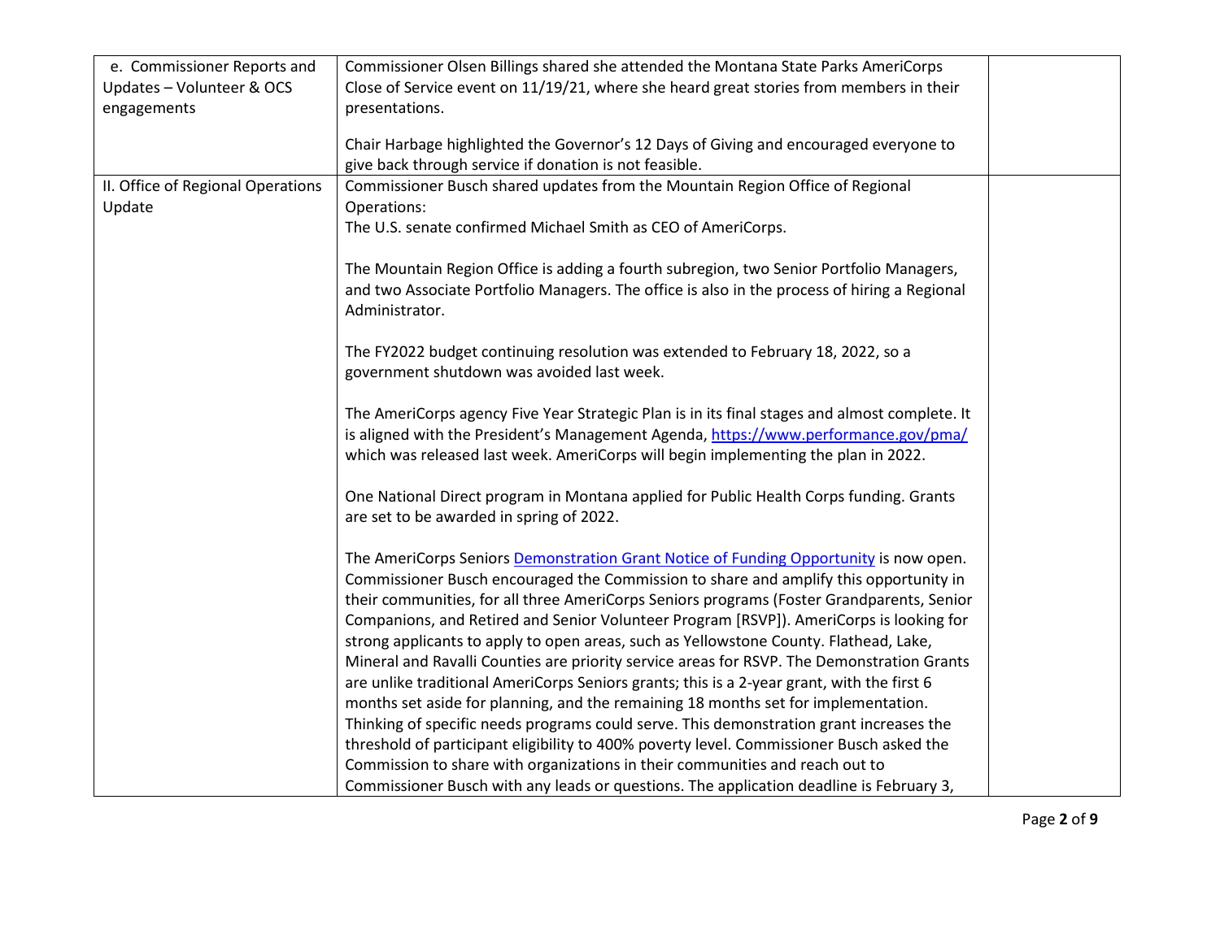| e. Commissioner Reports and Updates – Volunteer & OCS engagements | Commissioner Olsen Billings shared she attended the Montana State Parks AmeriCorps Close of Service event on 11/19/21, where she heard great stories from members in their presentations.<br><br>Chair Harbage highlighted the Governor's 12 Days of Giving and encouraged everyone to give back through service if donation is not feasible. | |
|---|---|---|
| II. Office of Regional Operations Update | Commissioner Busch shared updates from the Mountain Region Office of Regional Operations:<br>The U.S. senate confirmed Michael Smith as CEO of AmeriCorps.<br><br>The Mountain Region Office is adding a fourth subregion, two Senior Portfolio Managers, and two Associate Portfolio Managers. The office is also in the process of hiring a Regional Administrator.<br><br>The FY2022 budget continuing resolution was extended to February 18, 2022, so a government shutdown was avoided last week.<br><br>The AmeriCorps agency Five Year Strategic Plan is in its final stages and almost complete. It is aligned with the President's Management Agenda, https://www.performance.gov/pma/ which was released last week. AmeriCorps will begin implementing the plan in 2022.<br><br>One National Direct program in Montana applied for Public Health Corps funding. Grants are set to be awarded in spring of 2022.<br><br>The AmeriCorps Seniors Demonstration Grant Notice of Funding Opportunity is now open. Commissioner Busch encouraged the Commission to share and amplify this opportunity in their communities, for all three AmeriCorps Seniors programs (Foster Grandparents, Senior Companions, and Retired and Senior Volunteer Program [RSVP]). AmeriCorps is looking for strong applicants to apply to open areas, such as Yellowstone County. Flathead, Lake, Mineral and Ravalli Counties are priority service areas for RSVP. The Demonstration Grants are unlike traditional AmeriCorps Seniors grants; this is a 2-year grant, with the first 6 months set aside for planning, and the remaining 18 months set for implementation. Thinking of specific needs programs could serve. This demonstration grant increases the threshold of participant eligibility to 400% poverty level. Commissioner Busch asked the Commission to share with organizations in their communities and reach out to Commissioner Busch with any leads or questions. The application deadline is February 3, | |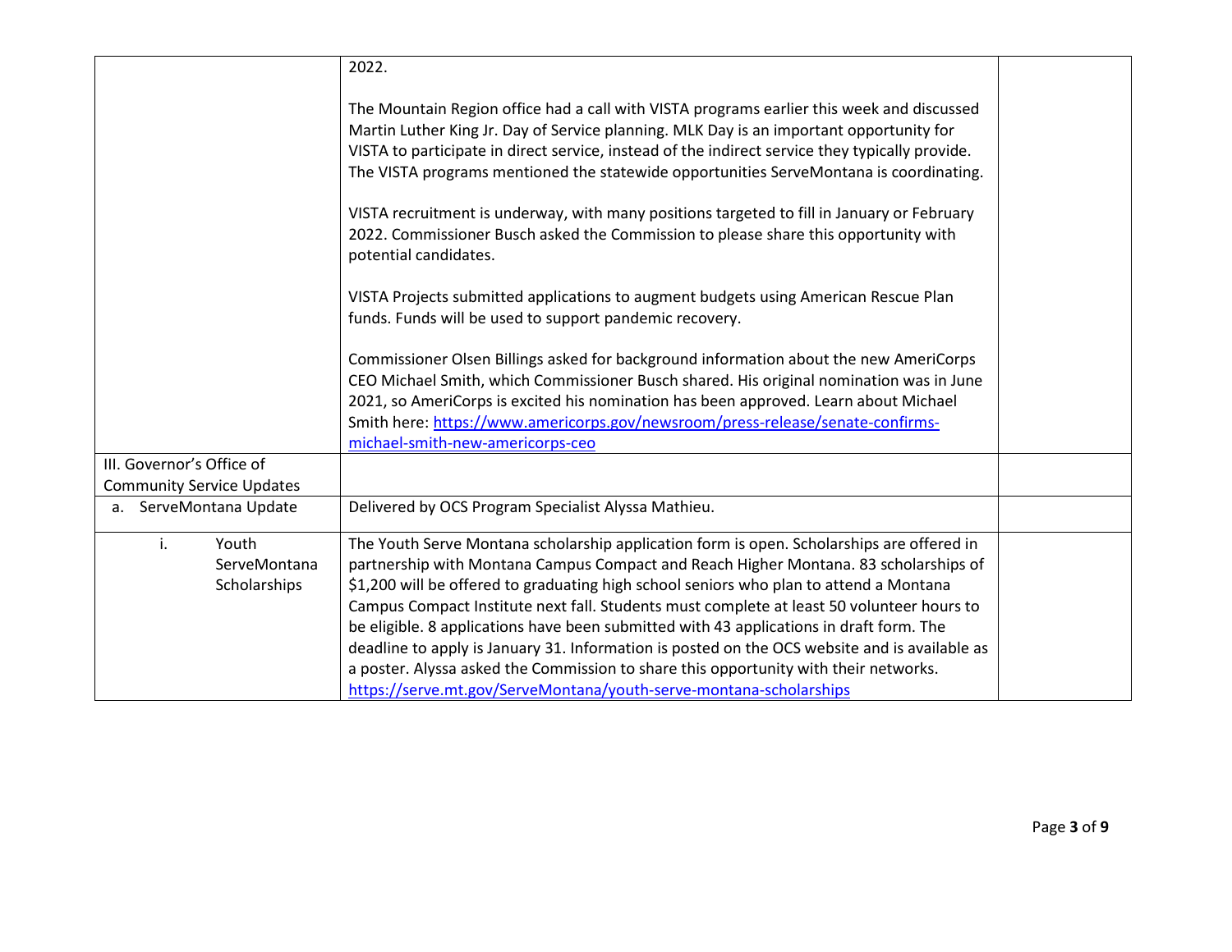| | | |
|---|---|---|
| | 2022.<br><br>The Mountain Region office had a call with VISTA programs earlier this week and discussed Martin Luther King Jr. Day of Service planning. MLK Day is an important opportunity for VISTA to participate in direct service, instead of the indirect service they typically provide. The VISTA programs mentioned the statewide opportunities ServeMontana is coordinating.<br><br>VISTA recruitment is underway, with many positions targeted to fill in January or February 2022. Commissioner Busch asked the Commission to please share this opportunity with potential candidates.<br><br>VISTA Projects submitted applications to augment budgets using American Rescue Plan funds. Funds will be used to support pandemic recovery.<br><br>Commissioner Olsen Billings asked for background information about the new AmeriCorps CEO Michael Smith, which Commissioner Busch shared. His original nomination was in June 2021, so AmeriCorps is excited his nomination has been approved. Learn about Michael Smith here: [https://www.americorps.gov/newsroom/press-release/senate-confirms-michael-smith-new-americorps-ceo](https://www.americorps.gov/newsroom/press-release/senate-confirms-michael-smith-new-americorps-ceo) | |
| III. Governor's Office of Community Service Updates | | |
| a. ServeMontana Update | Delivered by OCS Program Specialist Alyssa Mathieu. | |
| i. Youth ServeMontana Scholarships | The Youth Serve Montana scholarship application form is open. Scholarships are offered in partnership with Montana Campus Compact and Reach Higher Montana. 83 scholarships of $1,200 will be offered to graduating high school seniors who plan to attend a Montana Campus Compact Institute next fall. Students must complete at least 50 volunteer hours to be eligible. 8 applications have been submitted with 43 applications in draft form. The deadline to apply is January 31. Information is posted on the OCS website and is available as a poster. Alyssa asked the Commission to share this opportunity with their networks. [https://serve.mt.gov/ServeMontana/youth-serve-montana-scholarships](https://serve.mt.gov/ServeMontana/youth-serve-montana-scholarships) | |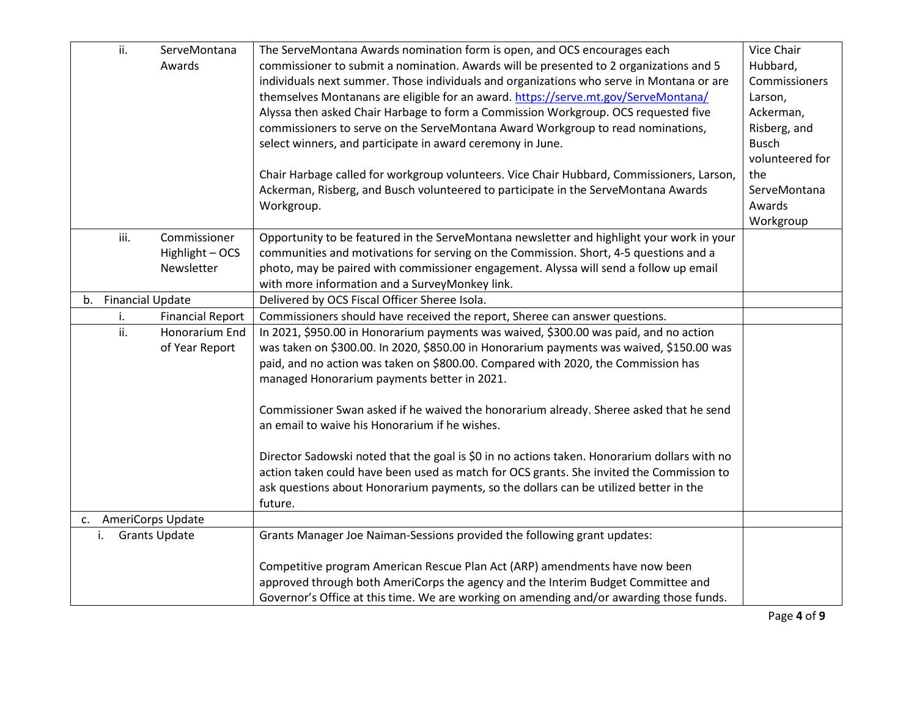| | | |
|---|---|---|
| ii. ServeMontana Awards | The ServeMontana Awards nomination form is open, and OCS encourages each commissioner to submit a nomination. Awards will be presented to 2 organizations and 5 individuals next summer. Those individuals and organizations who serve in Montana or are themselves Montanans are eligible for an award. https://serve.mt.gov/ServeMontana/ Alyssa then asked Chair Harbage to form a Commission Workgroup. OCS requested five commissioners to serve on the ServeMontana Award Workgroup to read nominations, select winners, and participate in award ceremony in June.<br><br>Chair Harbage called for workgroup volunteers. Vice Chair Hubbard, Commissioners, Larson, Ackerman, Risberg, and Busch volunteered to participate in the ServeMontana Awards Workgroup. | Vice Chair Hubbard, Commissioners Larson, Ackerman, Risberg, and Busch volunteered for the ServeMontana Awards Workgroup |
| iii. Commissioner Highlight – OCS Newsletter | Opportunity to be featured in the ServeMontana newsletter and highlight your work in your communities and motivations for serving on the Commission. Short, 4-5 questions and a photo, may be paired with commissioner engagement. Alyssa will send a follow up email with more information and a SurveyMonkey link. | |
| b. Financial Update | Delivered by OCS Fiscal Officer Sheree Isola. | |
| i. Financial Report | Commissioners should have received the report, Sheree can answer questions. | |
| ii. Honorarium End of Year Report | In 2021, $950.00 in Honorarium payments was waived, $300.00 was paid, and no action was taken on $300.00. In 2020, $850.00 in Honorarium payments was waived, $150.00 was paid, and no action was taken on $800.00. Compared with 2020, the Commission has managed Honorarium payments better in 2021.<br><br>Commissioner Swan asked if he waived the honorarium already. Sheree asked that he send an email to waive his Honorarium if he wishes.<br><br>Director Sadowski noted that the goal is $0 in no actions taken. Honorarium dollars with no action taken could have been used as match for OCS grants. She invited the Commission to ask questions about Honorarium payments, so the dollars can be utilized better in the future. | |
| c. AmeriCorps Update | | |
| i. Grants Update | Grants Manager Joe Naiman-Sessions provided the following grant updates:<br><br>Competitive program American Rescue Plan Act (ARP) amendments have now been approved through both AmeriCorps the agency and the Interim Budget Committee and Governor's Office at this time. We are working on amending and/or awarding those funds. | |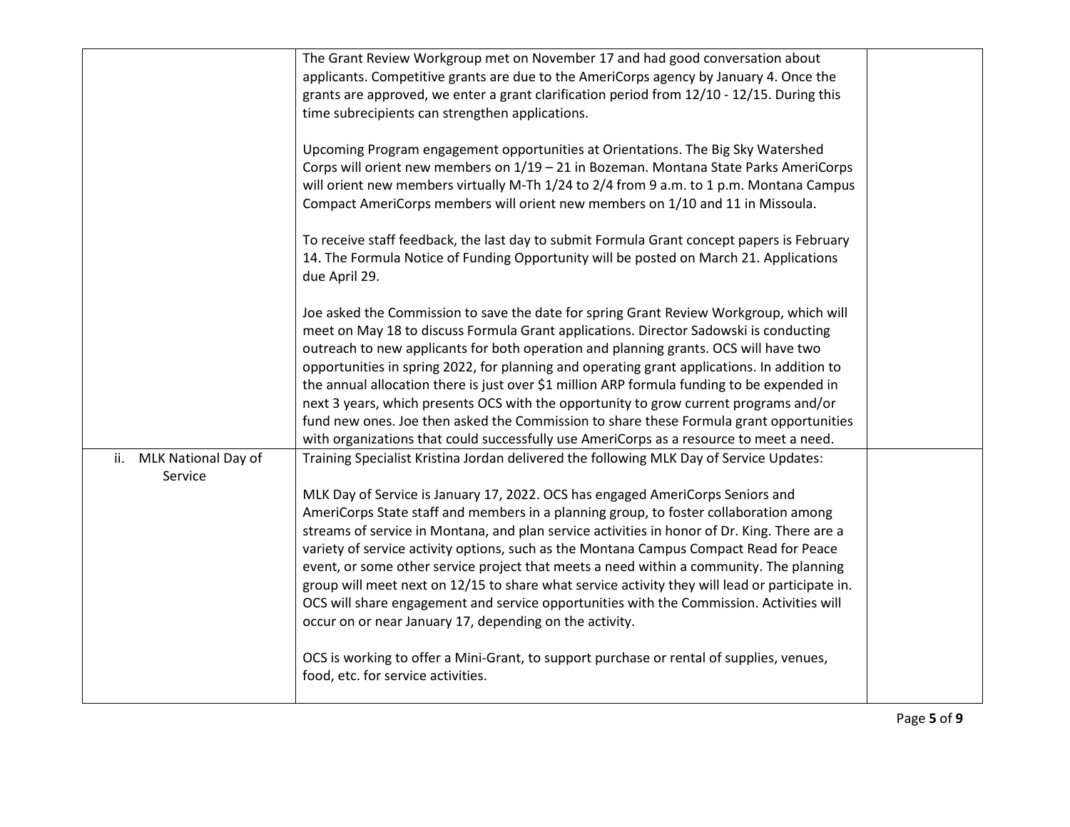| | | |
|---|---|---|
| | The Grant Review Workgroup met on November 17 and had good conversation about applicants. Competitive grants are due to the AmeriCorps agency by January 4. Once the grants are approved, we enter a grant clarification period from 12/10 - 12/15. During this time subrecipients can strengthen applications.<br><br>Upcoming Program engagement opportunities at Orientations. The Big Sky Watershed Corps will orient new members on 1/19 – 21 in Bozeman. Montana State Parks AmeriCorps will orient new members virtually M-Th 1/24 to 2/4 from 9 a.m. to 1 p.m. Montana Campus Compact AmeriCorps members will orient new members on 1/10 and 11 in Missoula.<br><br>To receive staff feedback, the last day to submit Formula Grant concept papers is February 14. The Formula Notice of Funding Opportunity will be posted on March 21. Applications due April 29.<br><br>Joe asked the Commission to save the date for spring Grant Review Workgroup, which will meet on May 18 to discuss Formula Grant applications. Director Sadowski is conducting outreach to new applicants for both operation and planning grants. OCS will have two opportunities in spring 2022, for planning and operating grant applications. In addition to the annual allocation there is just over $1 million ARP formula funding to be expended in next 3 years, which presents OCS with the opportunity to grow current programs and/or fund new ones. Joe then asked the Commission to share these Formula grant opportunities with organizations that could successfully use AmeriCorps as a resource to meet a need. | |
| ii. MLK National Day of Service | Training Specialist Kristina Jordan delivered the following MLK Day of Service Updates:<br><br>MLK Day of Service is January 17, 2022. OCS has engaged AmeriCorps Seniors and AmeriCorps State staff and members in a planning group, to foster collaboration among streams of service in Montana, and plan service activities in honor of Dr. King. There are a variety of service activity options, such as the Montana Campus Compact Read for Peace event, or some other service project that meets a need within a community. The planning group will meet next on 12/15 to share what service activity they will lead or participate in. OCS will share engagement and service opportunities with the Commission. Activities will occur on or near January 17, depending on the activity.<br><br>OCS is working to offer a Mini-Grant, to support purchase or rental of supplies, venues, food, etc. for service activities. | |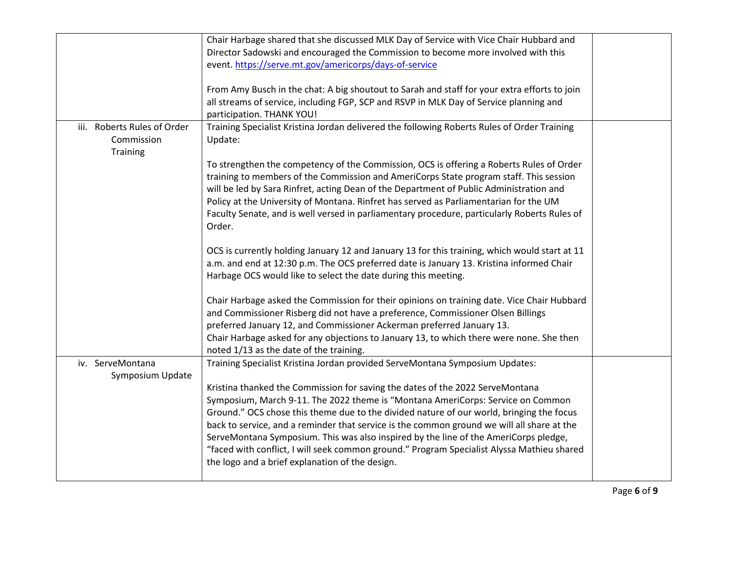| | | |
|---|---|---|
| | Chair Harbage shared that she discussed MLK Day of Service with Vice Chair Hubbard and Director Sadowski and encouraged the Commission to become more involved with this event. https://serve.mt.gov/americorps/days-of-service<br><br>From Amy Busch in the chat: A big shoutout to Sarah and staff for your extra efforts to join all streams of service, including FGP, SCP and RSVP in MLK Day of Service planning and participation. THANK YOU! | |
| iii. Roberts Rules of Order Commission Training | Training Specialist Kristina Jordan delivered the following Roberts Rules of Order Training Update:<br><br>To strengthen the competency of the Commission, OCS is offering a Roberts Rules of Order training to members of the Commission and AmeriCorps State program staff. This session will be led by Sara Rinfret, acting Dean of the Department of Public Administration and Policy at the University of Montana. Rinfret has served as Parliamentarian for the UM Faculty Senate, and is well versed in parliamentary procedure, particularly Roberts Rules of Order.<br><br>OCS is currently holding January 12 and January 13 for this training, which would start at 11 a.m. and end at 12:30 p.m. The OCS preferred date is January 13. Kristina informed Chair Harbage OCS would like to select the date during this meeting.<br><br>Chair Harbage asked the Commission for their opinions on training date. Vice Chair Hubbard and Commissioner Risberg did not have a preference, Commissioner Olsen Billings preferred January 12, and Commissioner Ackerman preferred January 13.<br>Chair Harbage asked for any objections to January 13, to which there were none. She then noted 1/13 as the date of the training. | |
| iv. ServeMontana Symposium Update | Training Specialist Kristina Jordan provided ServeMontana Symposium Updates:<br><br>Kristina thanked the Commission for saving the dates of the 2022 ServeMontana Symposium, March 9-11. The 2022 theme is "Montana AmeriCorps: Service on Common Ground." OCS chose this theme due to the divided nature of our world, bringing the focus back to service, and a reminder that service is the common ground we will all share at the ServeMontana Symposium. This was also inspired by the line of the AmeriCorps pledge, "faced with conflict, I will seek common ground." Program Specialist Alyssa Mathieu shared the logo and a brief explanation of the design. | |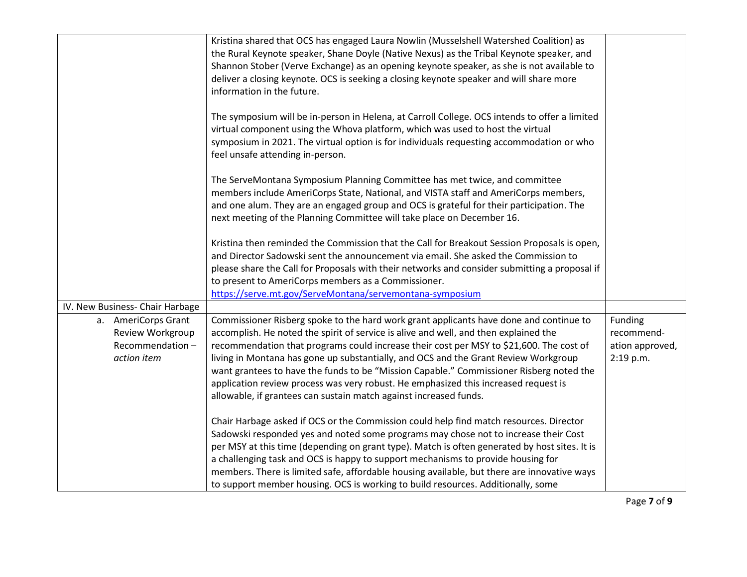| | | |
|---|---|---|
| | Kristina shared that OCS has engaged Laura Nowlin (Musselshell Watershed Coalition) as the Rural Keynote speaker, Shane Doyle (Native Nexus) as the Tribal Keynote speaker, and Shannon Stober (Verve Exchange) as an opening keynote speaker, as she is not available to deliver a closing keynote. OCS is seeking a closing keynote speaker and will share more information in the future.<br><br>The symposium will be in-person in Helena, at Carroll College. OCS intends to offer a limited virtual component using the Whova platform, which was used to host the virtual symposium in 2021. The virtual option is for individuals requesting accommodation or who feel unsafe attending in-person.<br><br>The ServeMontana Symposium Planning Committee has met twice, and committee members include AmeriCorps State, National, and VISTA staff and AmeriCorps members, and one alum. They are an engaged group and OCS is grateful for their participation. The next meeting of the Planning Committee will take place on December 16.<br><br>Kristina then reminded the Commission that the Call for Breakout Session Proposals is open, and Director Sadowski sent the announcement via email. She asked the Commission to please share the Call for Proposals with their networks and consider submitting a proposal if to present to AmeriCorps members as a Commissioner.<br>https://serve.mt.gov/ServeMontana/servemontana-symposium | |
| IV. New Business- Chair Harbage | | |
| a. AmeriCorps Grant Review Workgroup Recommendation – *action item* | Commissioner Risberg spoke to the hard work grant applicants have done and continue to accomplish. He noted the spirit of service is alive and well, and then explained the recommendation that programs could increase their cost per MSY to $21,600. The cost of living in Montana has gone up substantially, and OCS and the Grant Review Workgroup want grantees to have the funds to be "Mission Capable." Commissioner Risberg noted the application review process was very robust. He emphasized this increased request is allowable, if grantees can sustain match against increased funds.<br><br>Chair Harbage asked if OCS or the Commission could help find match resources. Director Sadowski responded yes and noted some programs may chose not to increase their Cost per MSY at this time (depending on grant type). Match is often generated by host sites. It is a challenging task and OCS is happy to support mechanisms to provide housing for members. There is limited safe, affordable housing available, but there are innovative ways to support member housing. OCS is working to build resources. Additionally, some | Funding recommend-ation approved, 2:19 p.m. |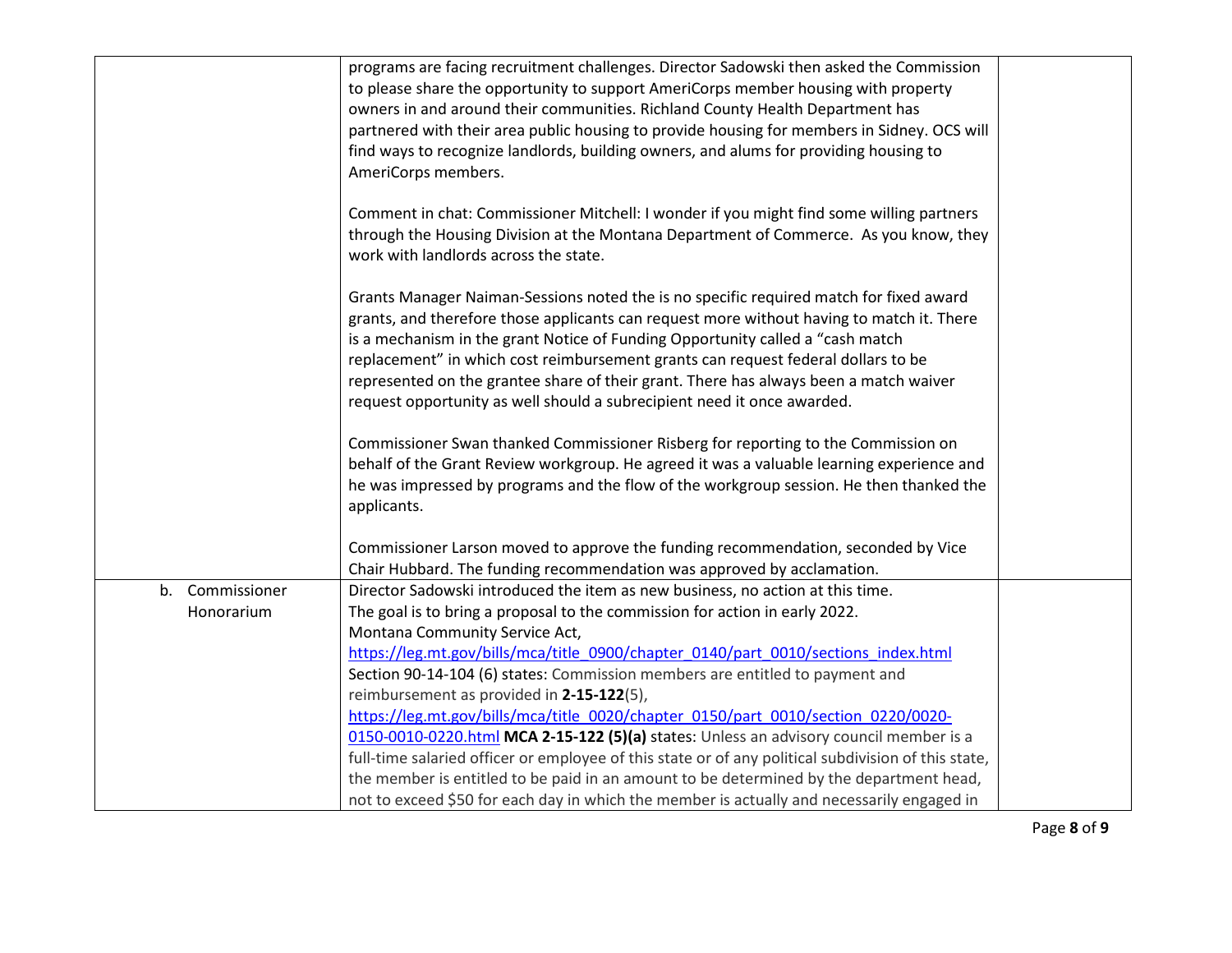| | | |
|---|---|---|
| | programs are facing recruitment challenges. Director Sadowski then asked the Commission to please share the opportunity to support AmeriCorps member housing with property owners in and around their communities. Richland County Health Department has partnered with their area public housing to provide housing for members in Sidney. OCS will find ways to recognize landlords, building owners, and alums for providing housing to AmeriCorps members.<br><br>Comment in chat: Commissioner Mitchell: I wonder if you might find some willing partners through the Housing Division at the Montana Department of Commerce. As you know, they work with landlords across the state.<br><br>Grants Manager Naiman-Sessions noted the is no specific required match for fixed award grants, and therefore those applicants can request more without having to match it. There is a mechanism in the grant Notice of Funding Opportunity called a "cash match replacement" in which cost reimbursement grants can request federal dollars to be represented on the grantee share of their grant. There has always been a match waiver request opportunity as well should a subrecipient need it once awarded.<br><br>Commissioner Swan thanked Commissioner Risberg for reporting to the Commission on behalf of the Grant Review workgroup. He agreed it was a valuable learning experience and he was impressed by programs and the flow of the workgroup session. He then thanked the applicants.<br><br>Commissioner Larson moved to approve the funding recommendation, seconded by Vice Chair Hubbard. The funding recommendation was approved by acclamation. | |
| b. Commissioner Honorarium | Director Sadowski introduced the item as new business, no action at this time.<br>The goal is to bring a proposal to the commission for action in early 2022.<br>Montana Community Service Act,<br>[https://leg.mt.gov/bills/mca/title_0900/chapter_0140/part_0010/sections_index.html](https://leg.mt.gov/bills/mca/title_0900/chapter_0140/part_0010/sections_index.html)<br>Section 90-14-104 (6) states: Commission members are entitled to payment and reimbursement as provided in **2-15-122**(5),<br>[https://leg.mt.gov/bills/mca/title_0020/chapter_0150/part_0010/section_0220/0020-0150-0010-0220.html](https://leg.mt.gov/bills/mca/title_0020/chapter_0150/part_0010/section_0220/0020-0150-0010-0220.html) **MCA 2-15-122 (5)(a)** states: Unless an advisory council member is a full-time salaried officer or employee of this state or of any political subdivision of this state, the member is entitled to be paid in an amount to be determined by the department head, not to exceed $50 for each day in which the member is actually and necessarily engaged in | |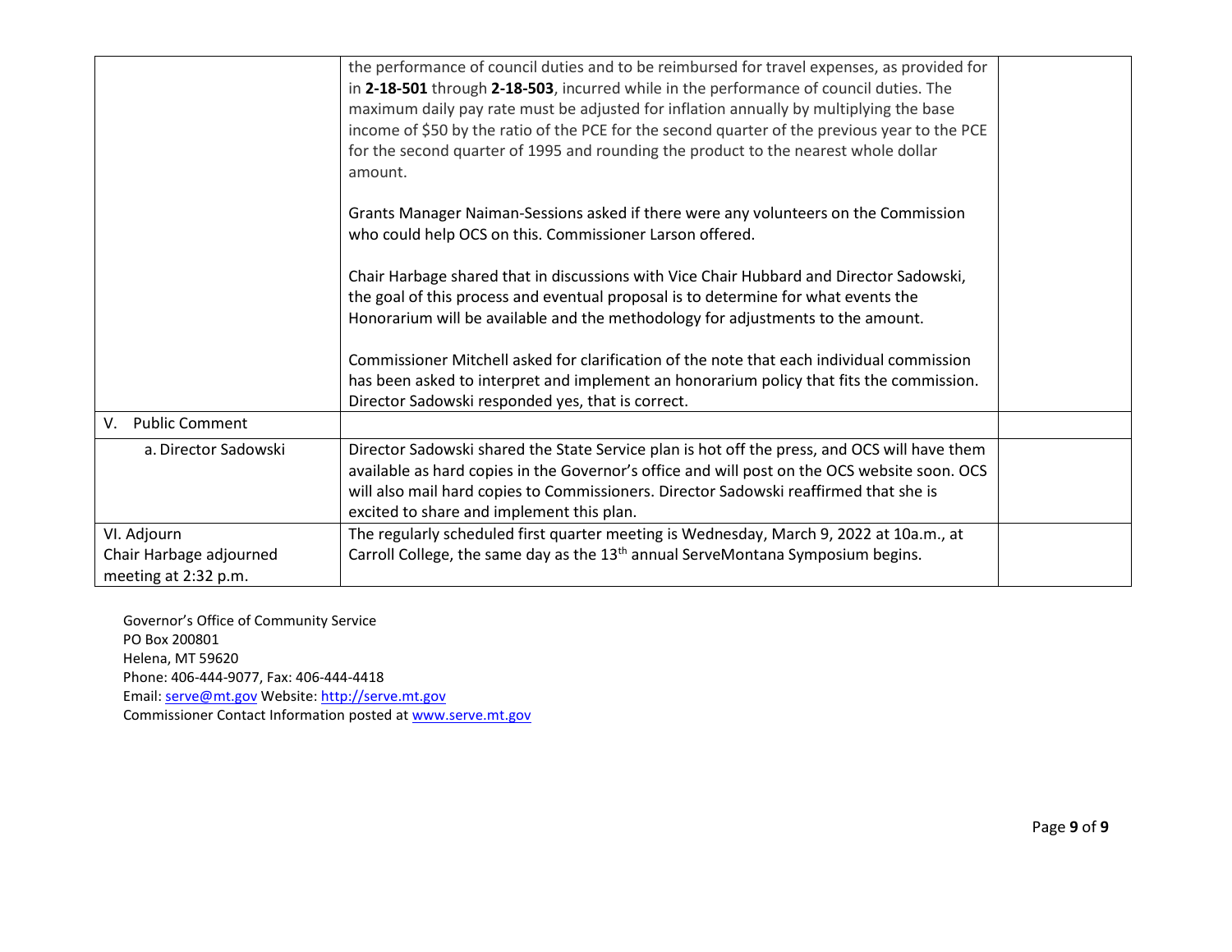| | | |
|---|---|---|
| | the performance of council duties and to be reimbursed for travel expenses, as provided for in **2-18-501** through **2-18-503**, incurred while in the performance of council duties. The maximum daily pay rate must be adjusted for inflation annually by multiplying the base income of $50 by the ratio of the PCE for the second quarter of the previous year to the PCE for the second quarter of 1995 and rounding the product to the nearest whole dollar amount.<br><br>Grants Manager Naiman-Sessions asked if there were any volunteers on the Commission who could help OCS on this. Commissioner Larson offered.<br><br>Chair Harbage shared that in discussions with Vice Chair Hubbard and Director Sadowski, the goal of this process and eventual proposal is to determine for what events the Honorarium will be available and the methodology for adjustments to the amount.<br><br>Commissioner Mitchell asked for clarification of the note that each individual commission has been asked to interpret and implement an honorarium policy that fits the commission. Director Sadowski responded yes, that is correct. | |
| V. Public Comment | | |
| a. Director Sadowski | Director Sadowski shared the State Service plan is hot off the press, and OCS will have them available as hard copies in the Governor's office and will post on the OCS website soon. OCS will also mail hard copies to Commissioners. Director Sadowski reaffirmed that she is excited to share and implement this plan. | |
| VI. Adjourn<br>Chair Harbage adjourned meeting at 2:32 p.m. | The regularly scheduled first quarter meeting is Wednesday, March 9, 2022 at 10a.m., at Carroll College, the same day as the 13th annual ServeMontana Symposium begins. | |

Governor's Office of Community Service
PO Box 200801
Helena, MT 59620
Phone: 406-444-9077, Fax: 406-444-4418
Email: serve@mt.gov Website: http://serve.mt.gov
Commissioner Contact Information posted at www.serve.mt.gov